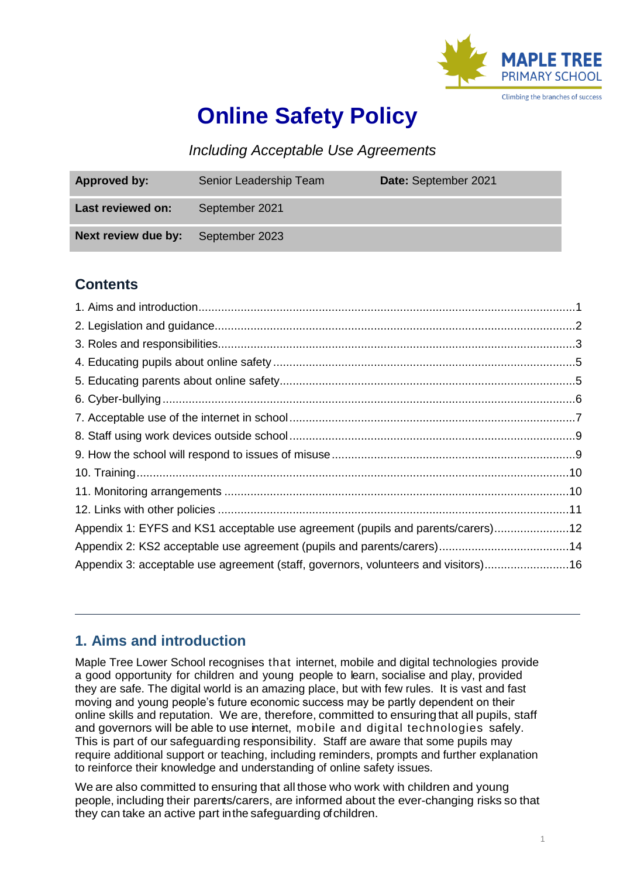# Online Safety Policy

*Including Acceptable Use Agreements*

| **Approved by:** | Senior Leadership Team | **Date:** September 2021 |
|---|---|---|
| **Last reviewed on:** | September 2021 | |
| **Next review due by:** | September 2023 | |

## Contents

1. Aims and introduction....1
2. Legislation and guidance....2
3. Roles and responsibilities....3
4. Educating pupils about online safety....5
5. Educating parents about online safety....5
6. Cyber-bullying....6
7. Acceptable use of the internet in school....7
8. Staff using work devices outside school....9
9. How the school will respond to issues of misuse....9
10. Training....10
11. Monitoring arrangements....10
12. Links with other policies....11

Appendix 1: EYFS and KS1 acceptable use agreement (pupils and parents/carers)....12
Appendix 2: KS2 acceptable use agreement (pupils and parents/carers)....14
Appendix 3: acceptable use agreement (staff, governors, volunteers and visitors)....16

---

## 1. Aims and introduction

Maple Tree Lower School recognises that internet, mobile and digital technologies provide a good opportunity for children and young people to learn, socialise and play, provided they are safe. The digital world is an amazing place, but with few rules. It is vast and fast moving and young people's future economic success may be partly dependent on their online skills and reputation. We are, therefore, committed to ensuring that all pupils, staff and governors will be able to use internet, mobile and digital technologies safely. This is part of our safeguarding responsibility. Staff are aware that some pupils may require additional support or teaching, including reminders, prompts and further explanation to reinforce their knowledge and understanding of online safety issues.

We are also committed to ensuring that all those who work with children and young people, including their parents/carers, are informed about the ever-changing risks so that they can take an active part in the safeguarding of children.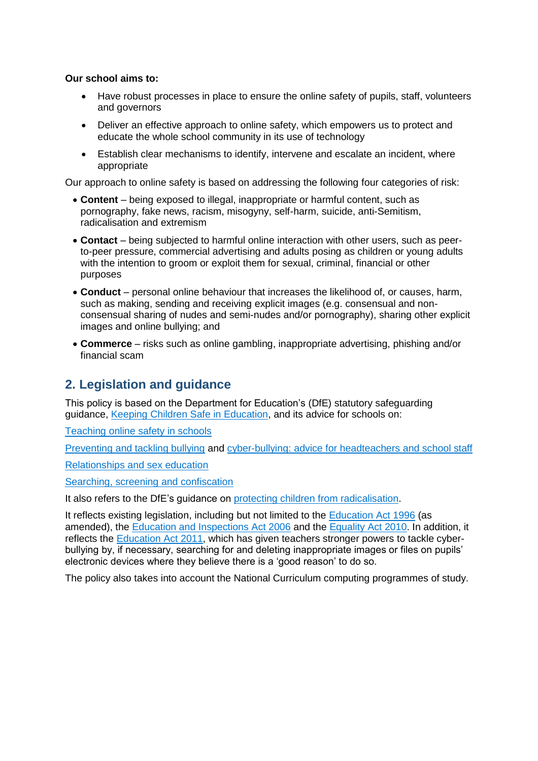**Our school aims to:**

- Have robust processes in place to ensure the online safety of pupils, staff, volunteers and governors
- Deliver an effective approach to online safety, which empowers us to protect and educate the whole school community in its use of technology
- Establish clear mechanisms to identify, intervene and escalate an incident, where appropriate

Our approach to online safety is based on addressing the following four categories of risk:

- **Content** – being exposed to illegal, inappropriate or harmful content, such as pornography, fake news, racism, misogyny, self-harm, suicide, anti-Semitism, radicalisation and extremism
- **Contact** – being subjected to harmful online interaction with other users, such as peer-to-peer pressure, commercial advertising and adults posing as children or young adults with the intention to groom or exploit them for sexual, criminal, financial or other purposes
- **Conduct** – personal online behaviour that increases the likelihood of, or causes, harm, such as making, sending and receiving explicit images (e.g. consensual and non-consensual sharing of nudes and semi-nudes and/or pornography), sharing other explicit images and online bullying; and
- **Commerce** – risks such as online gambling, inappropriate advertising, phishing and/or financial scam

## 2. Legislation and guidance

This policy is based on the Department for Education's (DfE) statutory safeguarding guidance, Keeping Children Safe in Education, and its advice for schools on:

Teaching online safety in schools

Preventing and tackling bullying and cyber-bullying: advice for headteachers and school staff

Relationships and sex education

Searching, screening and confiscation

It also refers to the DfE's guidance on protecting children from radicalisation.

It reflects existing legislation, including but not limited to the Education Act 1996 (as amended), the Education and Inspections Act 2006 and the Equality Act 2010. In addition, it reflects the Education Act 2011, which has given teachers stronger powers to tackle cyber-bullying by, if necessary, searching for and deleting inappropriate images or files on pupils' electronic devices where they believe there is a 'good reason' to do so.

The policy also takes into account the National Curriculum computing programmes of study.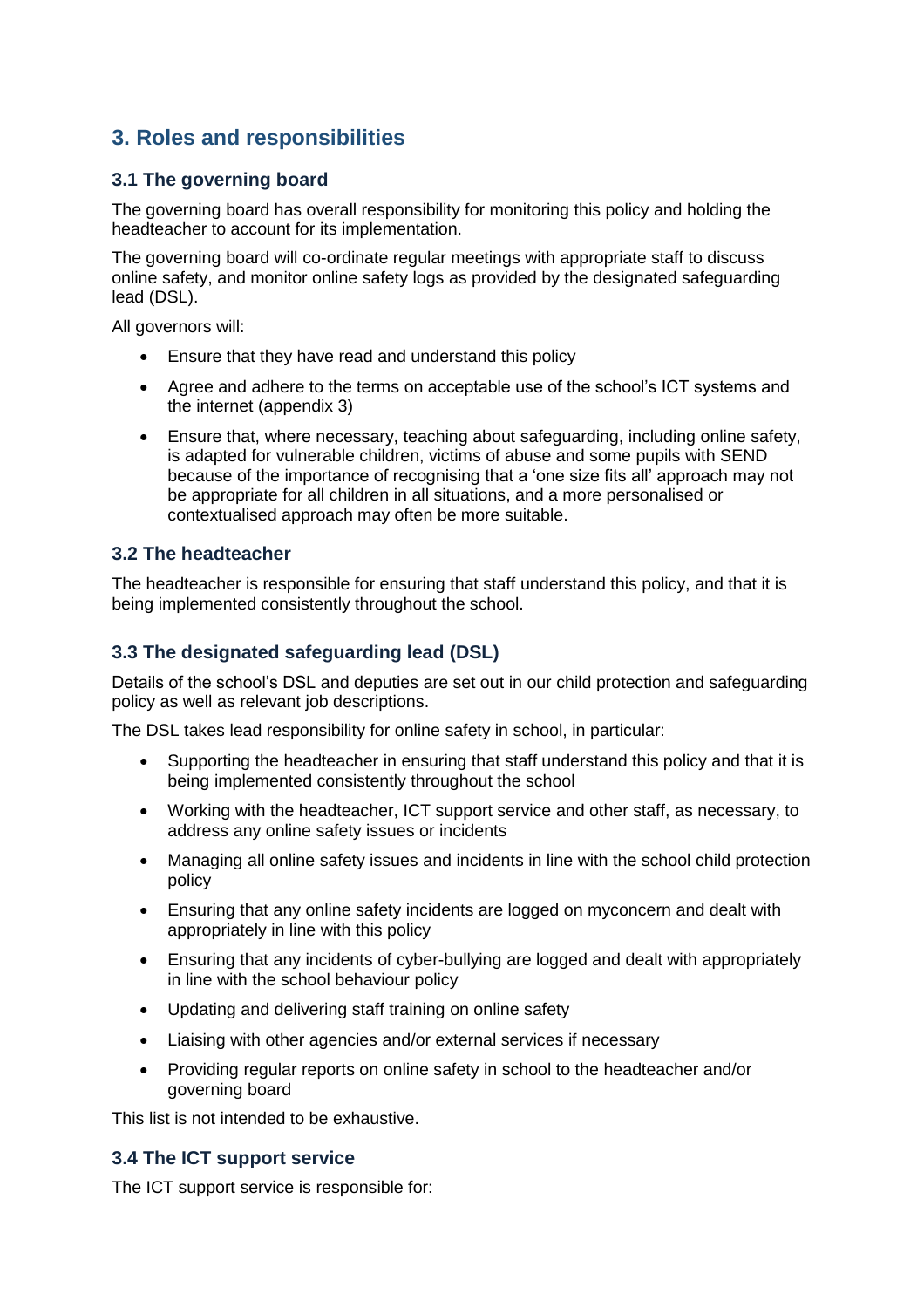## 3. Roles and responsibilities

### 3.1 The governing board

The governing board has overall responsibility for monitoring this policy and holding the headteacher to account for its implementation.

The governing board will co-ordinate regular meetings with appropriate staff to discuss online safety, and monitor online safety logs as provided by the designated safeguarding lead (DSL).

All governors will:

- Ensure that they have read and understand this policy
- Agree and adhere to the terms on acceptable use of the school's ICT systems and the internet (appendix 3)
- Ensure that, where necessary, teaching about safeguarding, including online safety, is adapted for vulnerable children, victims of abuse and some pupils with SEND because of the importance of recognising that a 'one size fits all' approach may not be appropriate for all children in all situations, and a more personalised or contextualised approach may often be more suitable.

### 3.2 The headteacher

The headteacher is responsible for ensuring that staff understand this policy, and that it is being implemented consistently throughout the school.

### 3.3 The designated safeguarding lead (DSL)

Details of the school's DSL and deputies are set out in our child protection and safeguarding policy as well as relevant job descriptions.

The DSL takes lead responsibility for online safety in school, in particular:

- Supporting the headteacher in ensuring that staff understand this policy and that it is being implemented consistently throughout the school
- Working with the headteacher, ICT support service and other staff, as necessary, to address any online safety issues or incidents
- Managing all online safety issues and incidents in line with the school child protection policy
- Ensuring that any online safety incidents are logged on myconcern and dealt with appropriately in line with this policy
- Ensuring that any incidents of cyber-bullying are logged and dealt with appropriately in line with the school behaviour policy
- Updating and delivering staff training on online safety
- Liaising with other agencies and/or external services if necessary
- Providing regular reports on online safety in school to the headteacher and/or governing board

This list is not intended to be exhaustive.

### 3.4 The ICT support service

The ICT support service is responsible for: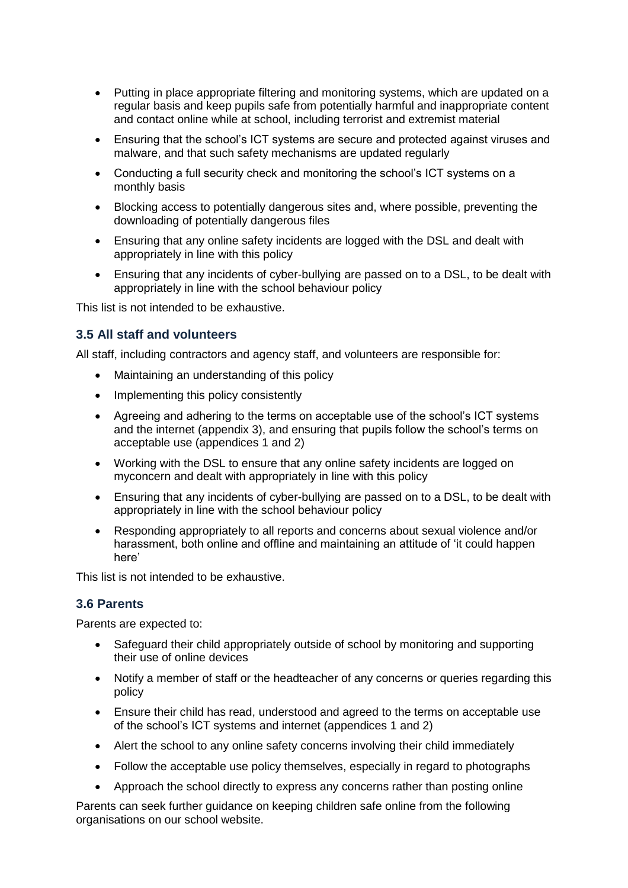- Putting in place appropriate filtering and monitoring systems, which are updated on a regular basis and keep pupils safe from potentially harmful and inappropriate content and contact online while at school, including terrorist and extremist material
- Ensuring that the school's ICT systems are secure and protected against viruses and malware, and that such safety mechanisms are updated regularly
- Conducting a full security check and monitoring the school's ICT systems on a monthly basis
- Blocking access to potentially dangerous sites and, where possible, preventing the downloading of potentially dangerous files
- Ensuring that any online safety incidents are logged with the DSL and dealt with appropriately in line with this policy
- Ensuring that any incidents of cyber-bullying are passed on to a DSL, to be dealt with appropriately in line with the school behaviour policy

This list is not intended to be exhaustive.

### 3.5 All staff and volunteers

All staff, including contractors and agency staff, and volunteers are responsible for:

- Maintaining an understanding of this policy
- Implementing this policy consistently
- Agreeing and adhering to the terms on acceptable use of the school's ICT systems and the internet (appendix 3), and ensuring that pupils follow the school's terms on acceptable use (appendices 1 and 2)
- Working with the DSL to ensure that any online safety incidents are logged on myconcern and dealt with appropriately in line with this policy
- Ensuring that any incidents of cyber-bullying are passed on to a DSL, to be dealt with appropriately in line with the school behaviour policy
- Responding appropriately to all reports and concerns about sexual violence and/or harassment, both online and offline and maintaining an attitude of 'it could happen here'

This list is not intended to be exhaustive.

### 3.6 Parents

Parents are expected to:

- Safeguard their child appropriately outside of school by monitoring and supporting their use of online devices
- Notify a member of staff or the headteacher of any concerns or queries regarding this policy
- Ensure their child has read, understood and agreed to the terms on acceptable use of the school's ICT systems and internet (appendices 1 and 2)
- Alert the school to any online safety concerns involving their child immediately
- Follow the acceptable use policy themselves, especially in regard to photographs
- Approach the school directly to express any concerns rather than posting online

Parents can seek further guidance on keeping children safe online from the following organisations on our school website.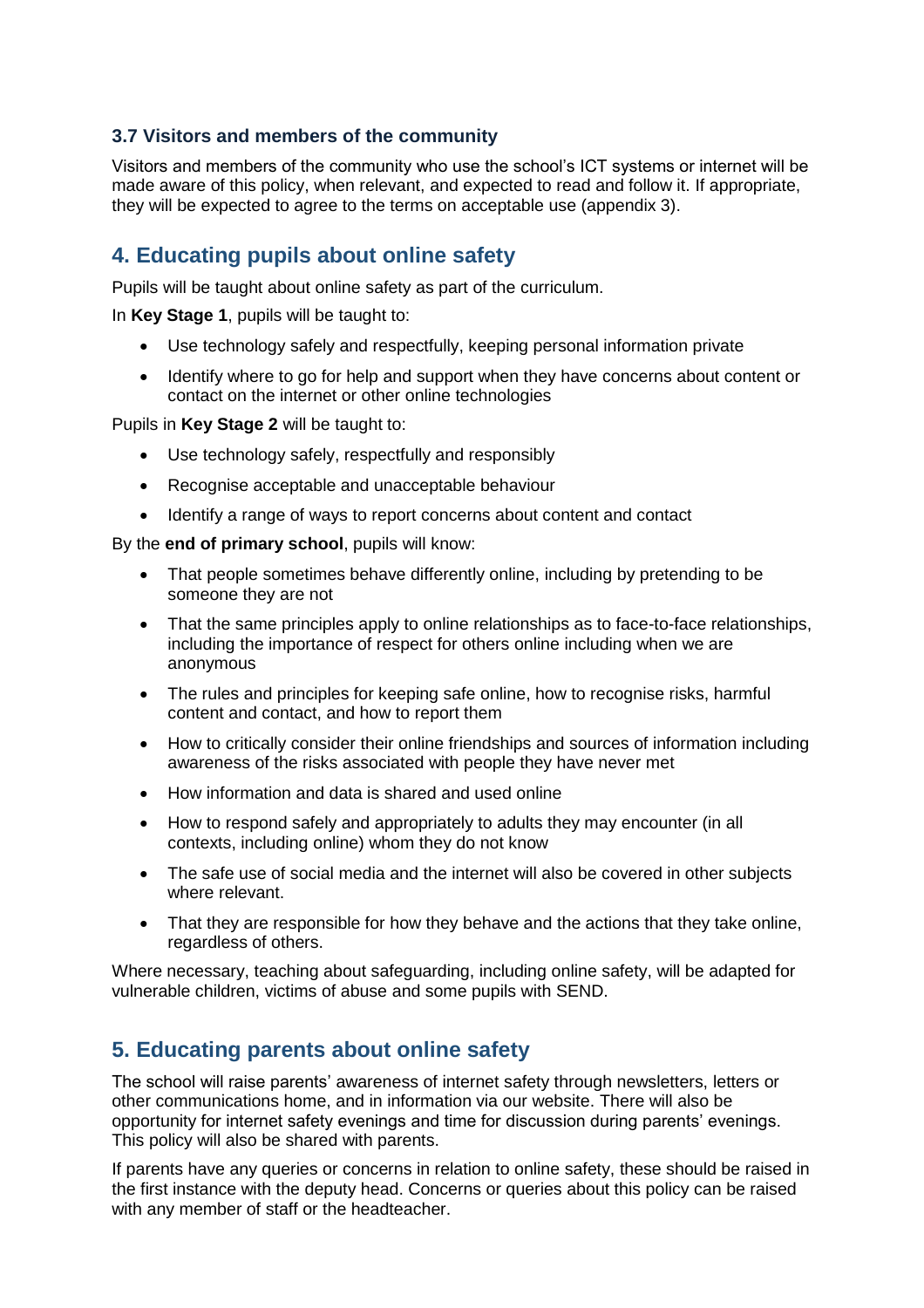### 3.7 Visitors and members of the community

Visitors and members of the community who use the school's ICT systems or internet will be made aware of this policy, when relevant, and expected to read and follow it. If appropriate, they will be expected to agree to the terms on acceptable use (appendix 3).

## 4. Educating pupils about online safety

Pupils will be taught about online safety as part of the curriculum.

In **Key Stage 1**, pupils will be taught to:

- Use technology safely and respectfully, keeping personal information private
- Identify where to go for help and support when they have concerns about content or contact on the internet or other online technologies

Pupils in **Key Stage 2** will be taught to:

- Use technology safely, respectfully and responsibly
- Recognise acceptable and unacceptable behaviour
- Identify a range of ways to report concerns about content and contact

By the **end of primary school**, pupils will know:

- That people sometimes behave differently online, including by pretending to be someone they are not
- That the same principles apply to online relationships as to face-to-face relationships, including the importance of respect for others online including when we are anonymous
- The rules and principles for keeping safe online, how to recognise risks, harmful content and contact, and how to report them
- How to critically consider their online friendships and sources of information including awareness of the risks associated with people they have never met
- How information and data is shared and used online
- How to respond safely and appropriately to adults they may encounter (in all contexts, including online) whom they do not know
- The safe use of social media and the internet will also be covered in other subjects where relevant.
- That they are responsible for how they behave and the actions that they take online, regardless of others.

Where necessary, teaching about safeguarding, including online safety, will be adapted for vulnerable children, victims of abuse and some pupils with SEND.

## 5. Educating parents about online safety

The school will raise parents' awareness of internet safety through newsletters, letters or other communications home, and in information via our website. There will also be opportunity for internet safety evenings and time for discussion during parents' evenings. This policy will also be shared with parents.

If parents have any queries or concerns in relation to online safety, these should be raised in the first instance with the deputy head. Concerns or queries about this policy can be raised with any member of staff or the headteacher.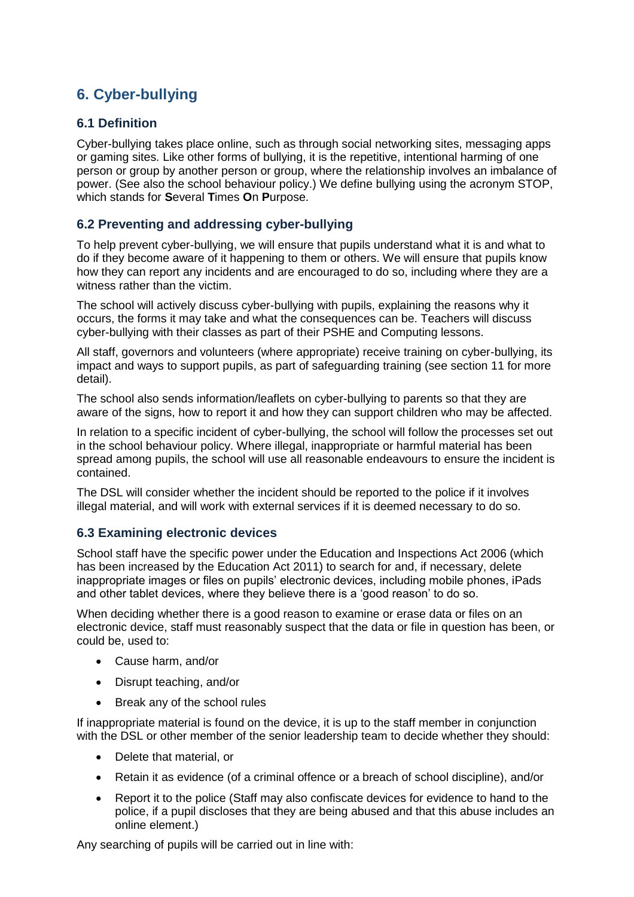## 6. Cyber-bullying

### 6.1 Definition

Cyber-bullying takes place online, such as through social networking sites, messaging apps or gaming sites. Like other forms of bullying, it is the repetitive, intentional harming of one person or group by another person or group, where the relationship involves an imbalance of power. (See also the school behaviour policy.) We define bullying using the acronym STOP, which stands for **S**everal **T**imes **O**n **P**urpose.

### 6.2 Preventing and addressing cyber-bullying

To help prevent cyber-bullying, we will ensure that pupils understand what it is and what to do if they become aware of it happening to them or others. We will ensure that pupils know how they can report any incidents and are encouraged to do so, including where they are a witness rather than the victim.

The school will actively discuss cyber-bullying with pupils, explaining the reasons why it occurs, the forms it may take and what the consequences can be. Teachers will discuss cyber-bullying with their classes as part of their PSHE and Computing lessons.

All staff, governors and volunteers (where appropriate) receive training on cyber-bullying, its impact and ways to support pupils, as part of safeguarding training (see section 11 for more detail).

The school also sends information/leaflets on cyber-bullying to parents so that they are aware of the signs, how to report it and how they can support children who may be affected.

In relation to a specific incident of cyber-bullying, the school will follow the processes set out in the school behaviour policy. Where illegal, inappropriate or harmful material has been spread among pupils, the school will use all reasonable endeavours to ensure the incident is contained.

The DSL will consider whether the incident should be reported to the police if it involves illegal material, and will work with external services if it is deemed necessary to do so.

### 6.3 Examining electronic devices

School staff have the specific power under the Education and Inspections Act 2006 (which has been increased by the Education Act 2011) to search for and, if necessary, delete inappropriate images or files on pupils' electronic devices, including mobile phones, iPads and other tablet devices, where they believe there is a 'good reason' to do so.

When deciding whether there is a good reason to examine or erase data or files on an electronic device, staff must reasonably suspect that the data or file in question has been, or could be, used to:

- Cause harm, and/or
- Disrupt teaching, and/or
- Break any of the school rules

If inappropriate material is found on the device, it is up to the staff member in conjunction with the DSL or other member of the senior leadership team to decide whether they should:

- Delete that material, or
- Retain it as evidence (of a criminal offence or a breach of school discipline), and/or
- Report it to the police (Staff may also confiscate devices for evidence to hand to the police, if a pupil discloses that they are being abused and that this abuse includes an online element.)

Any searching of pupils will be carried out in line with: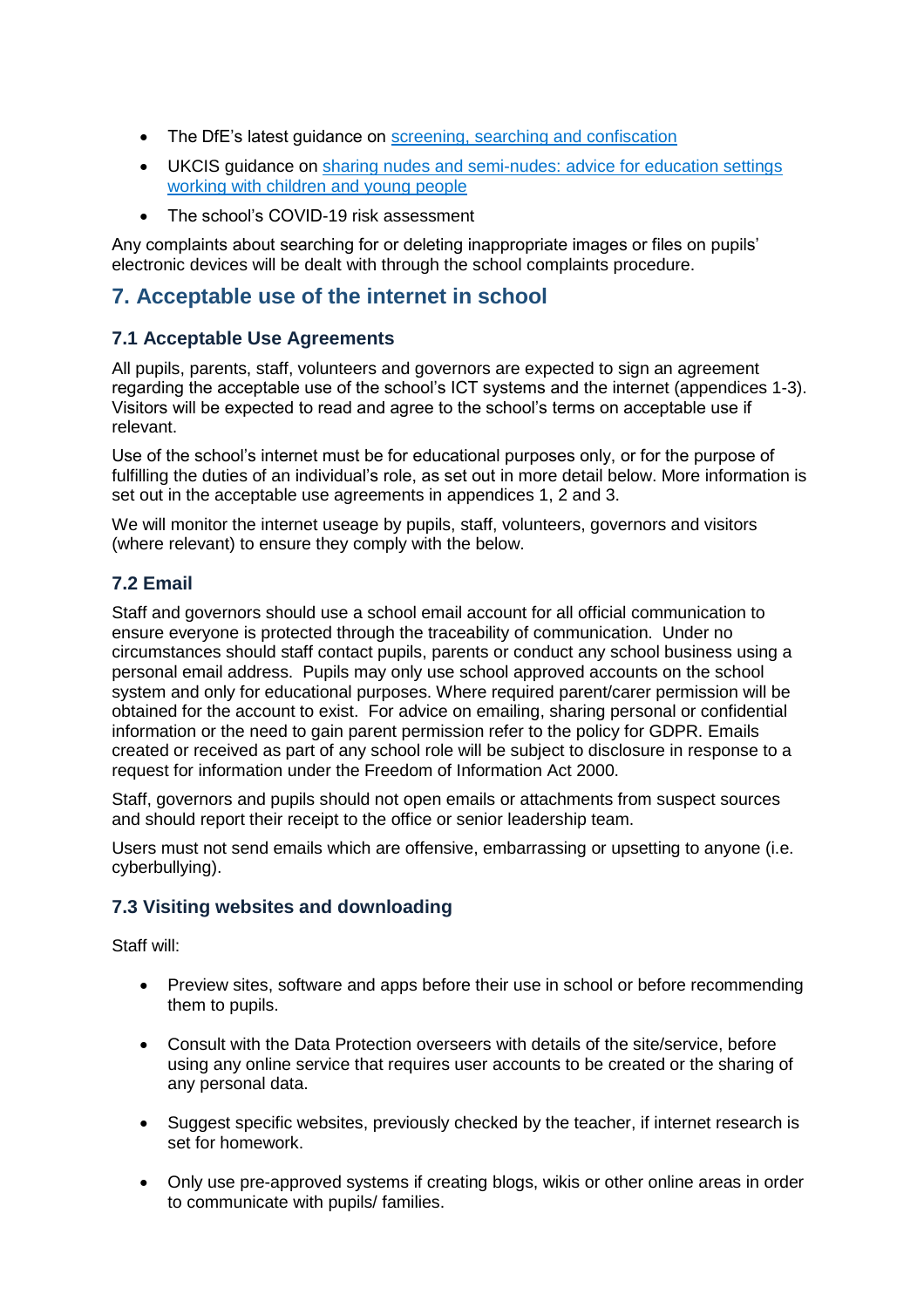- The DfE's latest guidance on [screening, searching and confiscation](#)
- UKCIS guidance on [sharing nudes and semi-nudes: advice for education settings working with children and young people](#)
- The school's COVID-19 risk assessment

Any complaints about searching for or deleting inappropriate images or files on pupils' electronic devices will be dealt with through the school complaints procedure.

## 7. Acceptable use of the internet in school

### 7.1 Acceptable Use Agreements

All pupils, parents, staff, volunteers and governors are expected to sign an agreement regarding the acceptable use of the school's ICT systems and the internet (appendices 1-3). Visitors will be expected to read and agree to the school's terms on acceptable use if relevant.

Use of the school's internet must be for educational purposes only, or for the purpose of fulfilling the duties of an individual's role, as set out in more detail below. More information is set out in the acceptable use agreements in appendices 1, 2 and 3.

We will monitor the internet useage by pupils, staff, volunteers, governors and visitors (where relevant) to ensure they comply with the below.

### 7.2 Email

Staff and governors should use a school email account for all official communication to ensure everyone is protected through the traceability of communication. Under no circumstances should staff contact pupils, parents or conduct any school business using a personal email address. Pupils may only use school approved accounts on the school system and only for educational purposes. Where required parent/carer permission will be obtained for the account to exist. For advice on emailing, sharing personal or confidential information or the need to gain parent permission refer to the policy for GDPR. Emails created or received as part of any school role will be subject to disclosure in response to a request for information under the Freedom of Information Act 2000.

Staff, governors and pupils should not open emails or attachments from suspect sources and should report their receipt to the office or senior leadership team.

Users must not send emails which are offensive, embarrassing or upsetting to anyone (i.e. cyberbullying).

### 7.3 Visiting websites and downloading

Staff will:

- Preview sites, software and apps before their use in school or before recommending them to pupils.
- Consult with the Data Protection overseers with details of the site/service, before using any online service that requires user accounts to be created or the sharing of any personal data.
- Suggest specific websites, previously checked by the teacher, if internet research is set for homework.
- Only use pre-approved systems if creating blogs, wikis or other online areas in order to communicate with pupils/ families.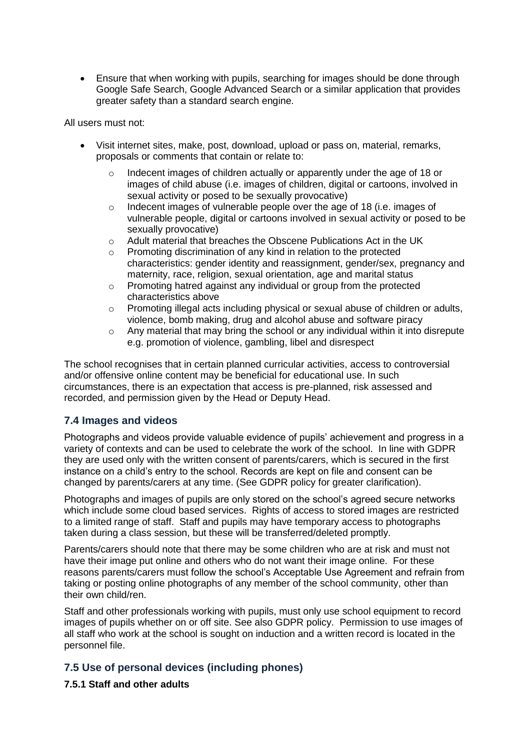- Ensure that when working with pupils, searching for images should be done through Google Safe Search, Google Advanced Search or a similar application that provides greater safety than a standard search engine.

All users must not:

- Visit internet sites, make, post, download, upload or pass on, material, remarks, proposals or comments that contain or relate to:
    - Indecent images of children actually or apparently under the age of 18 or images of child abuse (i.e. images of children, digital or cartoons, involved in sexual activity or posed to be sexually provocative)
    - Indecent images of vulnerable people over the age of 18 (i.e. images of vulnerable people, digital or cartoons involved in sexual activity or posed to be sexually provocative)
    - Adult material that breaches the Obscene Publications Act in the UK
    - Promoting discrimination of any kind in relation to the protected characteristics: gender identity and reassignment, gender/sex, pregnancy and maternity, race, religion, sexual orientation, age and marital status
    - Promoting hatred against any individual or group from the protected characteristics above
    - Promoting illegal acts including physical or sexual abuse of children or adults, violence, bomb making, drug and alcohol abuse and software piracy
    - Any material that may bring the school or any individual within it into disrepute e.g. promotion of violence, gambling, libel and disrespect

The school recognises that in certain planned curricular activities, access to controversial and/or offensive online content may be beneficial for educational use. In such circumstances, there is an expectation that access is pre-planned, risk assessed and recorded, and permission given by the Head or Deputy Head.

### 7.4 Images and videos

Photographs and videos provide valuable evidence of pupils' achievement and progress in a variety of contexts and can be used to celebrate the work of the school. In line with GDPR they are used only with the written consent of parents/carers, which is secured in the first instance on a child's entry to the school. Records are kept on file and consent can be changed by parents/carers at any time. (See GDPR policy for greater clarification).

Photographs and images of pupils are only stored on the school's agreed secure networks which include some cloud based services. Rights of access to stored images are restricted to a limited range of staff. Staff and pupils may have temporary access to photographs taken during a class session, but these will be transferred/deleted promptly.

Parents/carers should note that there may be some children who are at risk and must not have their image put online and others who do not want their image online. For these reasons parents/carers must follow the school's Acceptable Use Agreement and refrain from taking or posting online photographs of any member of the school community, other than their own child/ren.

Staff and other professionals working with pupils, must only use school equipment to record images of pupils whether on or off site. See also GDPR policy. Permission to use images of all staff who work at the school is sought on induction and a written record is located in the personnel file.

### 7.5 Use of personal devices (including phones)

#### 7.5.1 Staff and other adults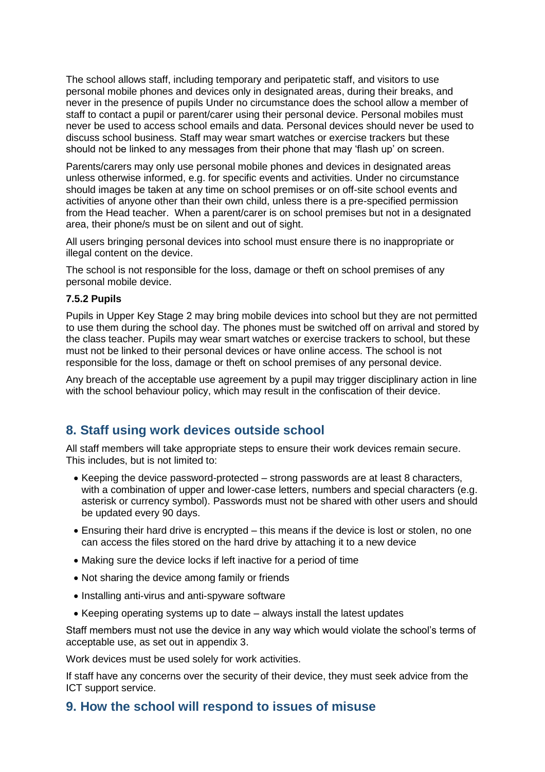The school allows staff, including temporary and peripatetic staff, and visitors to use personal mobile phones and devices only in designated areas, during their breaks, and never in the presence of pupils Under no circumstance does the school allow a member of staff to contact a pupil or parent/carer using their personal device. Personal mobiles must never be used to access school emails and data. Personal devices should never be used to discuss school business. Staff may wear smart watches or exercise trackers but these should not be linked to any messages from their phone that may 'flash up' on screen.

Parents/carers may only use personal mobile phones and devices in designated areas unless otherwise informed, e.g. for specific events and activities. Under no circumstance should images be taken at any time on school premises or on off-site school events and activities of anyone other than their own child, unless there is a pre-specified permission from the Head teacher. When a parent/carer is on school premises but not in a designated area, their phone/s must be on silent and out of sight.

All users bringing personal devices into school must ensure there is no inappropriate or illegal content on the device.

The school is not responsible for the loss, damage or theft on school premises of any personal mobile device.

#### 7.5.2 Pupils

Pupils in Upper Key Stage 2 may bring mobile devices into school but they are not permitted to use them during the school day. The phones must be switched off on arrival and stored by the class teacher. Pupils may wear smart watches or exercise trackers to school, but these must not be linked to their personal devices or have online access. The school is not responsible for the loss, damage or theft on school premises of any personal device.

Any breach of the acceptable use agreement by a pupil may trigger disciplinary action in line with the school behaviour policy, which may result in the confiscation of their device.

## 8. Staff using work devices outside school

All staff members will take appropriate steps to ensure their work devices remain secure. This includes, but is not limited to:

- Keeping the device password-protected – strong passwords are at least 8 characters, with a combination of upper and lower-case letters, numbers and special characters (e.g. asterisk or currency symbol). Passwords must not be shared with other users and should be updated every 90 days.
- Ensuring their hard drive is encrypted – this means if the device is lost or stolen, no one can access the files stored on the hard drive by attaching it to a new device
- Making sure the device locks if left inactive for a period of time
- Not sharing the device among family or friends
- Installing anti-virus and anti-spyware software
- Keeping operating systems up to date – always install the latest updates

Staff members must not use the device in any way which would violate the school's terms of acceptable use, as set out in appendix 3.

Work devices must be used solely for work activities.

If staff have any concerns over the security of their device, they must seek advice from the ICT support service.

## 9. How the school will respond to issues of misuse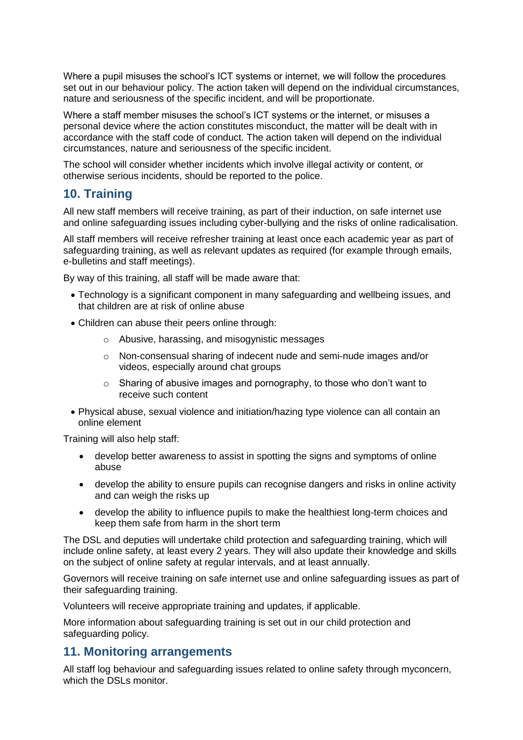Where a pupil misuses the school's ICT systems or internet, we will follow the procedures set out in our behaviour policy. The action taken will depend on the individual circumstances, nature and seriousness of the specific incident, and will be proportionate.

Where a staff member misuses the school's ICT systems or the internet, or misuses a personal device where the action constitutes misconduct, the matter will be dealt with in accordance with the staff code of conduct. The action taken will depend on the individual circumstances, nature and seriousness of the specific incident.

The school will consider whether incidents which involve illegal activity or content, or otherwise serious incidents, should be reported to the police.

## 10. Training

All new staff members will receive training, as part of their induction, on safe internet use and online safeguarding issues including cyber-bullying and the risks of online radicalisation.

All staff members will receive refresher training at least once each academic year as part of safeguarding training, as well as relevant updates as required (for example through emails, e-bulletins and staff meetings).

By way of this training, all staff will be made aware that:

- Technology is a significant component in many safeguarding and wellbeing issues, and that children are at risk of online abuse
- Children can abuse their peers online through:
  - Abusive, harassing, and misogynistic messages
  - Non-consensual sharing of indecent nude and semi-nude images and/or videos, especially around chat groups
  - Sharing of abusive images and pornography, to those who don't want to receive such content
- Physical abuse, sexual violence and initiation/hazing type violence can all contain an online element

Training will also help staff:

- develop better awareness to assist in spotting the signs and symptoms of online abuse
- develop the ability to ensure pupils can recognise dangers and risks in online activity and can weigh the risks up
- develop the ability to influence pupils to make the healthiest long-term choices and keep them safe from harm in the short term

The DSL and deputies will undertake child protection and safeguarding training, which will include online safety, at least every 2 years. They will also update their knowledge and skills on the subject of online safety at regular intervals, and at least annually.

Governors will receive training on safe internet use and online safeguarding issues as part of their safeguarding training.

Volunteers will receive appropriate training and updates, if applicable.

More information about safeguarding training is set out in our child protection and safeguarding policy.

## 11. Monitoring arrangements

All staff log behaviour and safeguarding issues related to online safety through myconcern, which the DSLs monitor.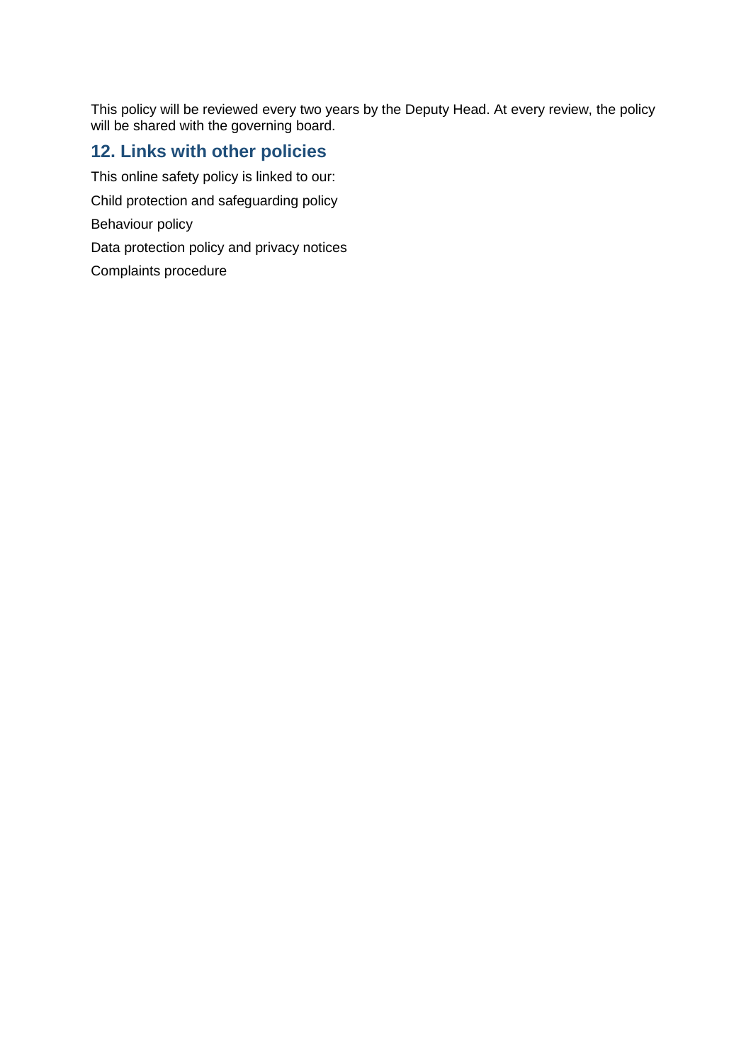This policy will be reviewed every two years by the Deputy Head. At every review, the policy will be shared with the governing board.

## 12. Links with other policies

This online safety policy is linked to our:

Child protection and safeguarding policy

Behaviour policy

Data protection policy and privacy notices

Complaints procedure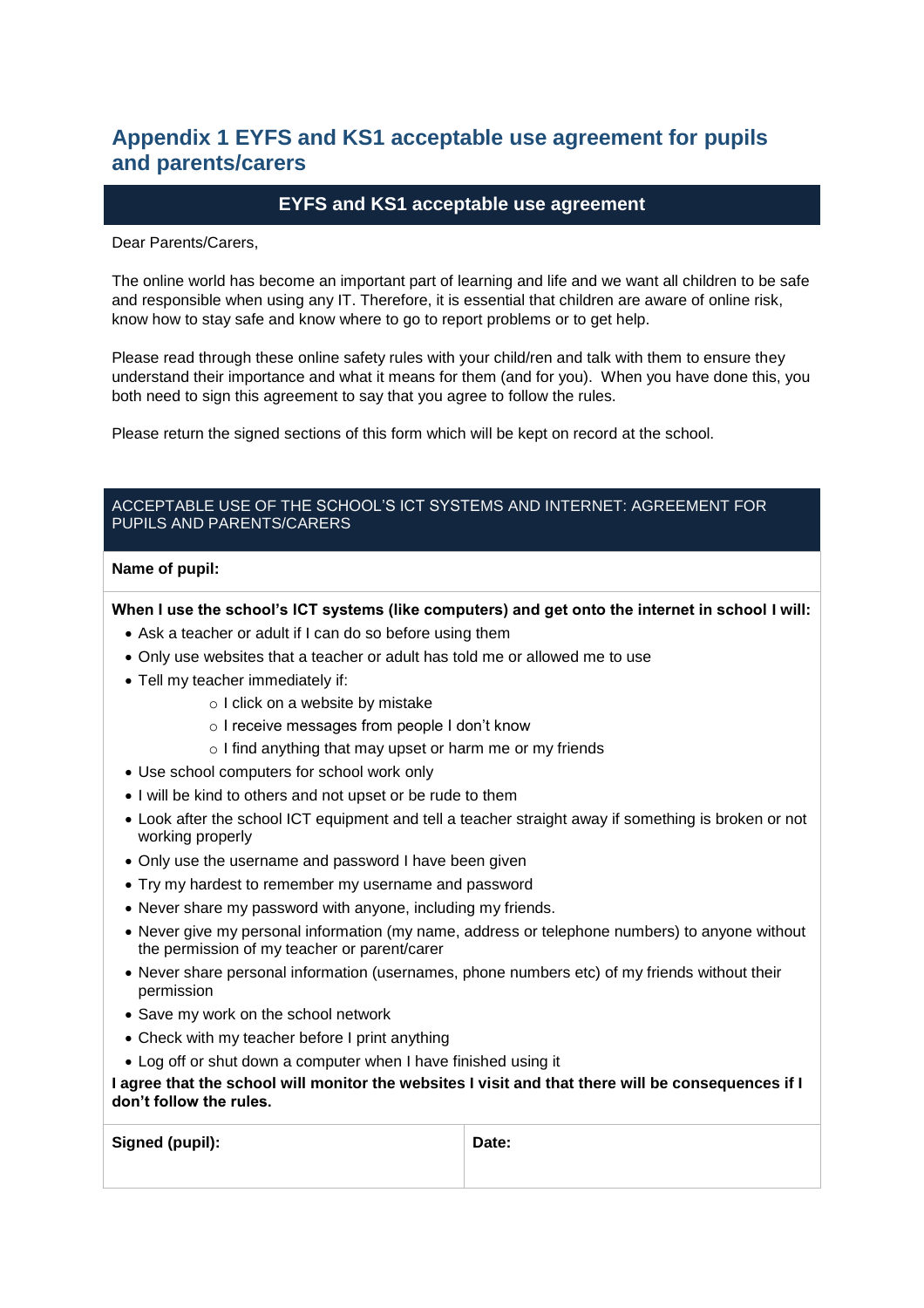## Appendix 1 EYFS and KS1 acceptable use agreement for pupils and parents/carers

### EYFS and KS1 acceptable use agreement

Dear Parents/Carers,

The online world has become an important part of learning and life and we want all children to be safe and responsible when using any IT. Therefore, it is essential that children are aware of online risk, know how to stay safe and know where to go to report problems or to get help.

Please read through these online safety rules with your child/ren and talk with them to ensure they understand their importance and what it means for them (and for you). When you have done this, you both need to sign this agreement to say that you agree to follow the rules.

Please return the signed sections of this form which will be kept on record at the school.

### ACCEPTABLE USE OF THE SCHOOL'S ICT SYSTEMS AND INTERNET: AGREEMENT FOR PUPILS AND PARENTS/CARERS

**Name of pupil:**

**When I use the school's ICT systems (like computers) and get onto the internet in school I will:**

- Ask a teacher or adult if I can do so before using them
- Only use websites that a teacher or adult has told me or allowed me to use
- Tell my teacher immediately if:
  - I click on a website by mistake
  - I receive messages from people I don't know
  - I find anything that may upset or harm me or my friends
- Use school computers for school work only
- I will be kind to others and not upset or be rude to them
- Look after the school ICT equipment and tell a teacher straight away if something is broken or not working properly
- Only use the username and password I have been given
- Try my hardest to remember my username and password
- Never share my password with anyone, including my friends.
- Never give my personal information (my name, address or telephone numbers) to anyone without the permission of my teacher or parent/carer
- Never share personal information (usernames, phone numbers etc) of my friends without their permission
- Save my work on the school network
- Check with my teacher before I print anything
- Log off or shut down a computer when I have finished using it

**I agree that the school will monitor the websites I visit and that there will be consequences if I don't follow the rules.**

| **Signed (pupil):** | **Date:** |
|---|---|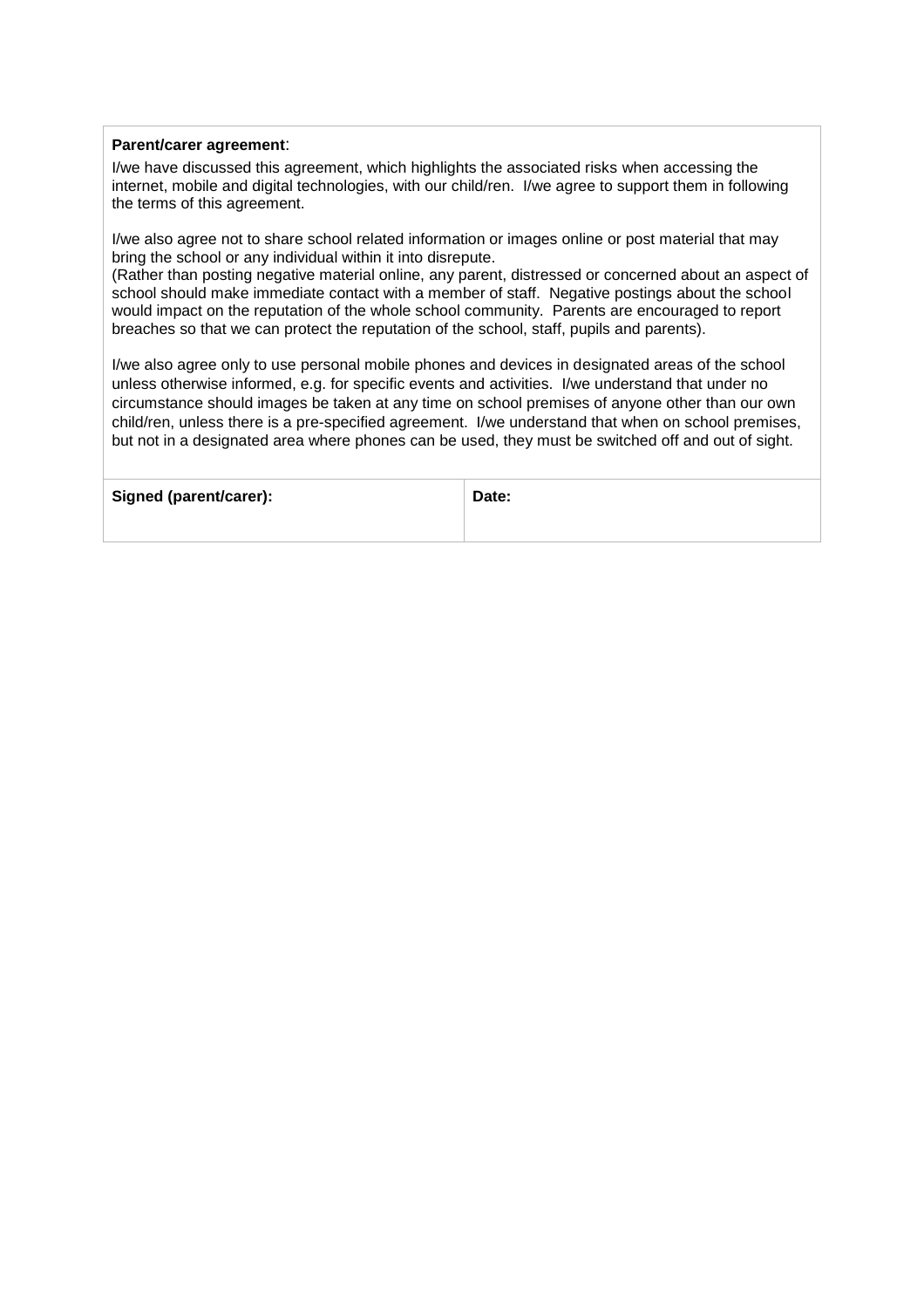**Parent/carer agreement**:

I/we have discussed this agreement, which highlights the associated risks when accessing the internet, mobile and digital technologies, with our child/ren. I/we agree to support them in following the terms of this agreement.

I/we also agree not to share school related information or images online or post material that may bring the school or any individual within it into disrepute.
(Rather than posting negative material online, any parent, distressed or concerned about an aspect of school should make immediate contact with a member of staff. Negative postings about the school would impact on the reputation of the whole school community. Parents are encouraged to report breaches so that we can protect the reputation of the school, staff, pupils and parents).

I/we also agree only to use personal mobile phones and devices in designated areas of the school unless otherwise informed, e.g. for specific events and activities. I/we understand that under no circumstance should images be taken at any time on school premises of anyone other than our own child/ren, unless there is a pre-specified agreement. I/we understand that when on school premises, but not in a designated area where phones can be used, they must be switched off and out of sight.

| **Signed (parent/carer):** | **Date:** |
| --- | --- |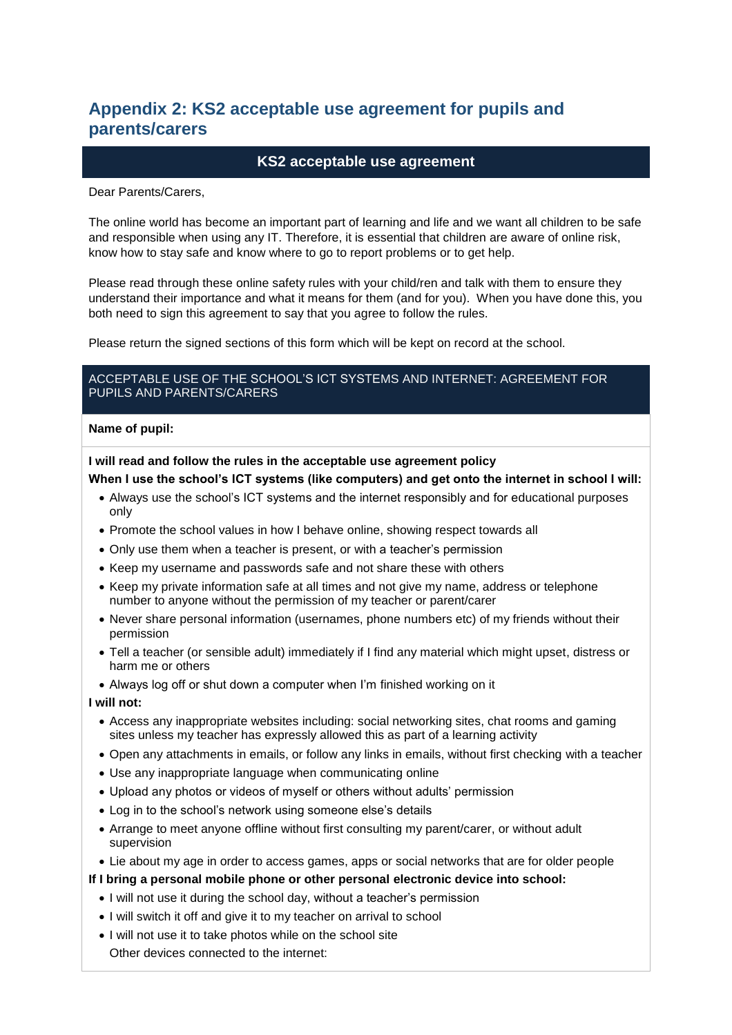## Appendix 2: KS2 acceptable use agreement for pupils and parents/carers

### KS2 acceptable use agreement

Dear Parents/Carers,

The online world has become an important part of learning and life and we want all children to be safe and responsible when using any IT. Therefore, it is essential that children are aware of online risk, know how to stay safe and know where to go to report problems or to get help.

Please read through these online safety rules with your child/ren and talk with them to ensure they understand their importance and what it means for them (and for you). When you have done this, you both need to sign this agreement to say that you agree to follow the rules.

Please return the signed sections of this form which will be kept on record at the school.

ACCEPTABLE USE OF THE SCHOOL'S ICT SYSTEMS AND INTERNET: AGREEMENT FOR PUPILS AND PARENTS/CARERS

**Name of pupil:**

**I will read and follow the rules in the acceptable use agreement policy**

**When I use the school's ICT systems (like computers) and get onto the internet in school I will:**

- Always use the school's ICT systems and the internet responsibly and for educational purposes only
- Promote the school values in how I behave online, showing respect towards all
- Only use them when a teacher is present, or with a teacher's permission
- Keep my username and passwords safe and not share these with others
- Keep my private information safe at all times and not give my name, address or telephone number to anyone without the permission of my teacher or parent/carer
- Never share personal information (usernames, phone numbers etc) of my friends without their permission
- Tell a teacher (or sensible adult) immediately if I find any material which might upset, distress or harm me or others
- Always log off or shut down a computer when I'm finished working on it

**I will not:**

- Access any inappropriate websites including: social networking sites, chat rooms and gaming sites unless my teacher has expressly allowed this as part of a learning activity
- Open any attachments in emails, or follow any links in emails, without first checking with a teacher
- Use any inappropriate language when communicating online
- Upload any photos or videos of myself or others without adults' permission
- Log in to the school's network using someone else's details
- Arrange to meet anyone offline without first consulting my parent/carer, or without adult supervision
- Lie about my age in order to access games, apps or social networks that are for older people

**If I bring a personal mobile phone or other personal electronic device into school:**

- I will not use it during the school day, without a teacher's permission
- I will switch it off and give it to my teacher on arrival to school
- I will not use it to take photos while on the school site

  Other devices connected to the internet: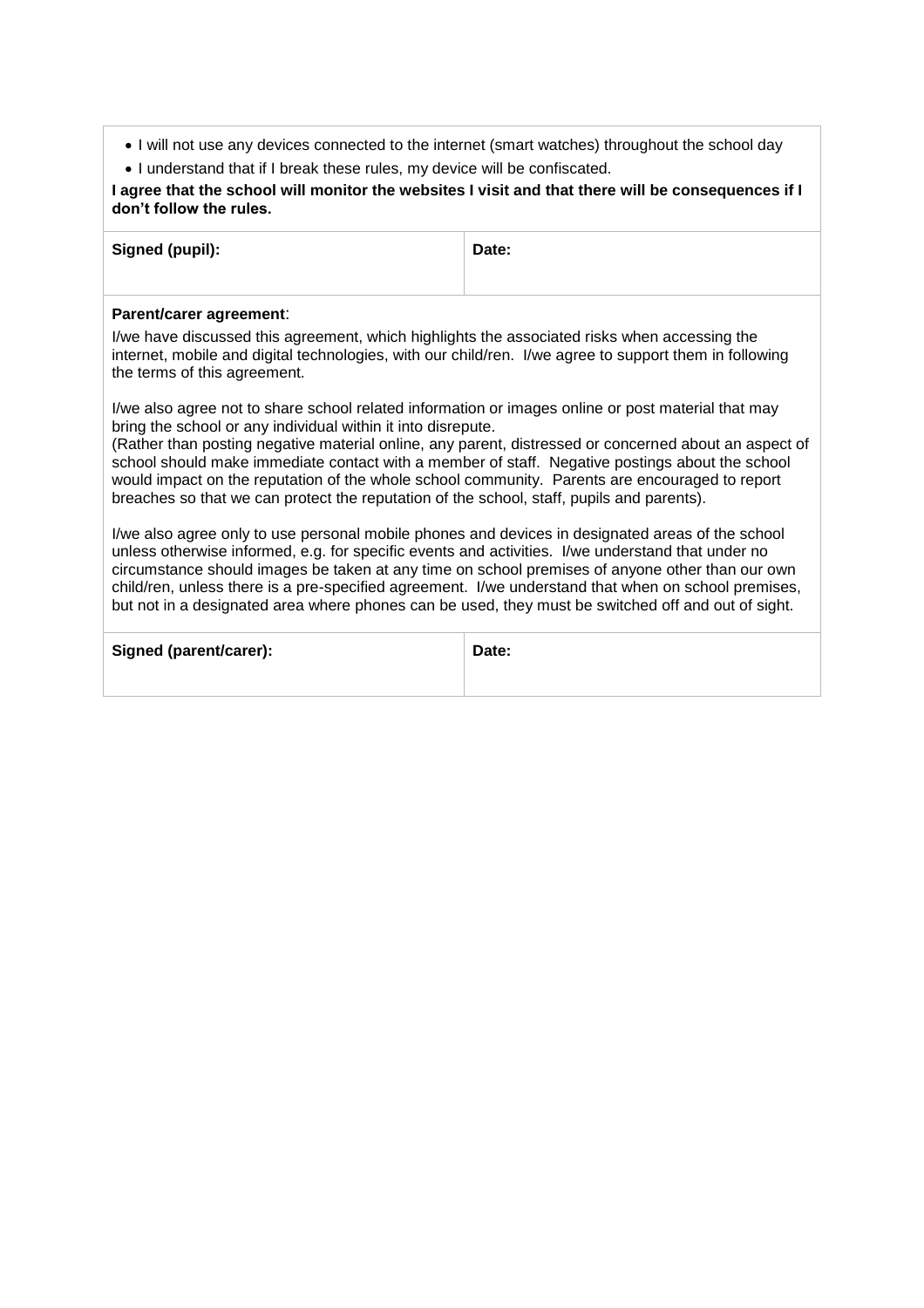- I will not use any devices connected to the internet (smart watches) throughout the school day
- I understand that if I break these rules, my device will be confiscated.

**I agree that the school will monitor the websites I visit and that there will be consequences if I don't follow the rules.**

| **Signed (pupil):** | **Date:** |
|---|---|

**Parent/carer agreement**:

I/we have discussed this agreement, which highlights the associated risks when accessing the internet, mobile and digital technologies, with our child/ren. I/we agree to support them in following the terms of this agreement.

I/we also agree not to share school related information or images online or post material that may bring the school or any individual within it into disrepute.
(Rather than posting negative material online, any parent, distressed or concerned about an aspect of school should make immediate contact with a member of staff. Negative postings about the school would impact on the reputation of the whole school community. Parents are encouraged to report breaches so that we can protect the reputation of the school, staff, pupils and parents).

I/we also agree only to use personal mobile phones and devices in designated areas of the school unless otherwise informed, e.g. for specific events and activities. I/we understand that under no circumstance should images be taken at any time on school premises of anyone other than our own child/ren, unless there is a pre-specified agreement. I/we understand that when on school premises, but not in a designated area where phones can be used, they must be switched off and out of sight.

| **Signed (parent/carer):** | **Date:** |
|---|---|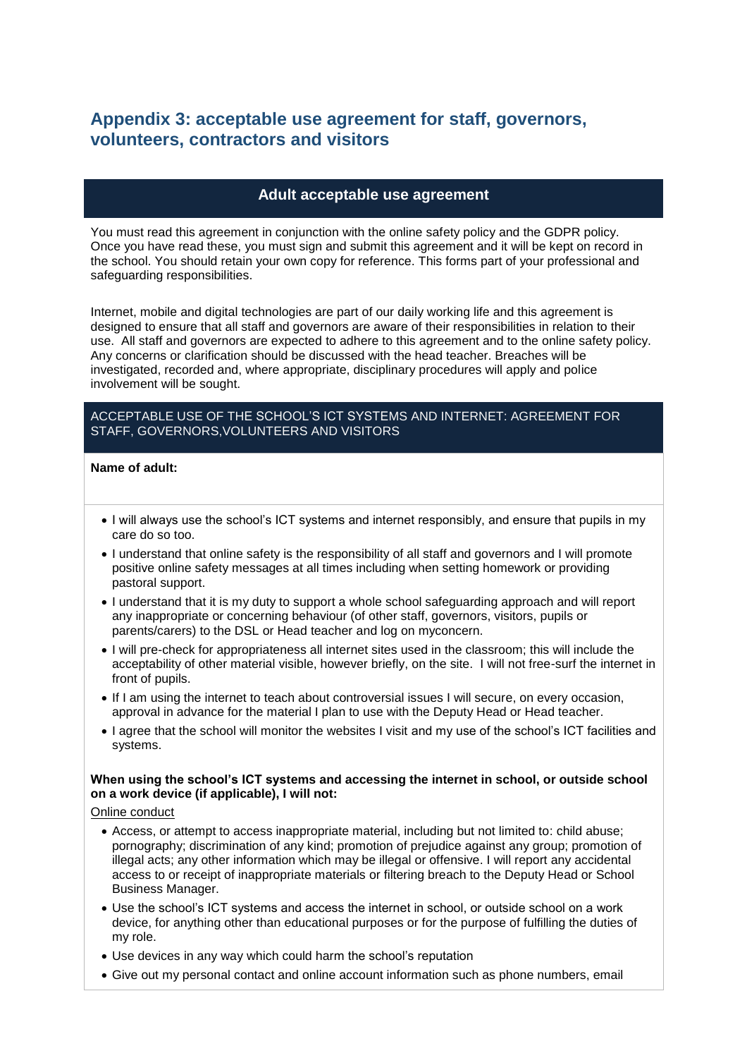## Appendix 3: acceptable use agreement for staff, governors, volunteers, contractors and visitors

### Adult acceptable use agreement

You must read this agreement in conjunction with the online safety policy and the GDPR policy. Once you have read these, you must sign and submit this agreement and it will be kept on record in the school. You should retain your own copy for reference. This forms part of your professional and safeguarding responsibilities.

Internet, mobile and digital technologies are part of our daily working life and this agreement is designed to ensure that all staff and governors are aware of their responsibilities in relation to their use. All staff and governors are expected to adhere to this agreement and to the online safety policy. Any concerns or clarification should be discussed with the head teacher. Breaches will be investigated, recorded and, where appropriate, disciplinary procedures will apply and police involvement will be sought.

ACCEPTABLE USE OF THE SCHOOL'S ICT SYSTEMS AND INTERNET: AGREEMENT FOR STAFF, GOVERNORS,VOLUNTEERS AND VISITORS

**Name of adult:**

- I will always use the school's ICT systems and internet responsibly, and ensure that pupils in my care do so too.
- I understand that online safety is the responsibility of all staff and governors and I will promote positive online safety messages at all times including when setting homework or providing pastoral support.
- I understand that it is my duty to support a whole school safeguarding approach and will report any inappropriate or concerning behaviour (of other staff, governors, visitors, pupils or parents/carers) to the DSL or Head teacher and log on myconcern.
- I will pre-check for appropriateness all internet sites used in the classroom; this will include the acceptability of other material visible, however briefly, on the site. I will not free-surf the internet in front of pupils.
- If I am using the internet to teach about controversial issues I will secure, on every occasion, approval in advance for the material I plan to use with the Deputy Head or Head teacher.
- I agree that the school will monitor the websites I visit and my use of the school's ICT facilities and systems.

**When using the school's ICT systems and accessing the internet in school, or outside school on a work device (if applicable), I will not:**

Online conduct

- Access, or attempt to access inappropriate material, including but not limited to: child abuse; pornography; discrimination of any kind; promotion of prejudice against any group; promotion of illegal acts; any other information which may be illegal or offensive. I will report any accidental access to or receipt of inappropriate materials or filtering breach to the Deputy Head or School Business Manager.
- Use the school's ICT systems and access the internet in school, or outside school on a work device, for anything other than educational purposes or for the purpose of fulfilling the duties of my role.
- Use devices in any way which could harm the school's reputation
- Give out my personal contact and online account information such as phone numbers, email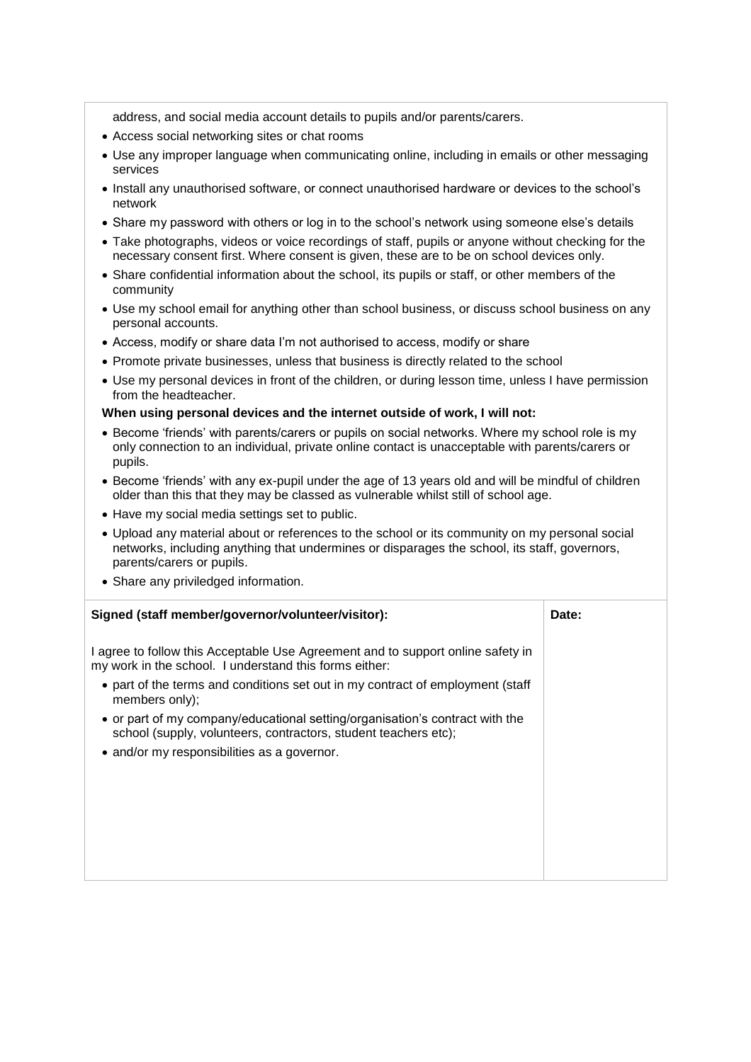address, and social media account details to pupils and/or parents/carers.

- Access social networking sites or chat rooms
- Use any improper language when communicating online, including in emails or other messaging services
- Install any unauthorised software, or connect unauthorised hardware or devices to the school's network
- Share my password with others or log in to the school's network using someone else's details
- Take photographs, videos or voice recordings of staff, pupils or anyone without checking for the necessary consent first. Where consent is given, these are to be on school devices only.
- Share confidential information about the school, its pupils or staff, or other members of the community
- Use my school email for anything other than school business, or discuss school business on any personal accounts.
- Access, modify or share data I'm not authorised to access, modify or share
- Promote private businesses, unless that business is directly related to the school
- Use my personal devices in front of the children, or during lesson time, unless I have permission from the headteacher.

**When using personal devices and the internet outside of work, I will not:**

- Become 'friends' with parents/carers or pupils on social networks. Where my school role is my only connection to an individual, private online contact is unacceptable with parents/carers or pupils.
- Become 'friends' with any ex-pupil under the age of 13 years old and will be mindful of children older than this that they may be classed as vulnerable whilst still of school age.
- Have my social media settings set to public.
- Upload any material about or references to the school or its community on my personal social networks, including anything that undermines or disparages the school, its staff, governors, parents/carers or pupils.
- Share any priviledged information.

| **Signed (staff member/governor/volunteer/visitor):** | **Date:** |
| --- | --- |
| I agree to follow this Acceptable Use Agreement and to support online safety in my work in the school. I understand this forms either:<br>• part of the terms and conditions set out in my contract of employment (staff members only);<br>• or part of my company/educational setting/organisation's contract with the school (supply, volunteers, contractors, student teachers etc);<br>• and/or my responsibilities as a governor. | |